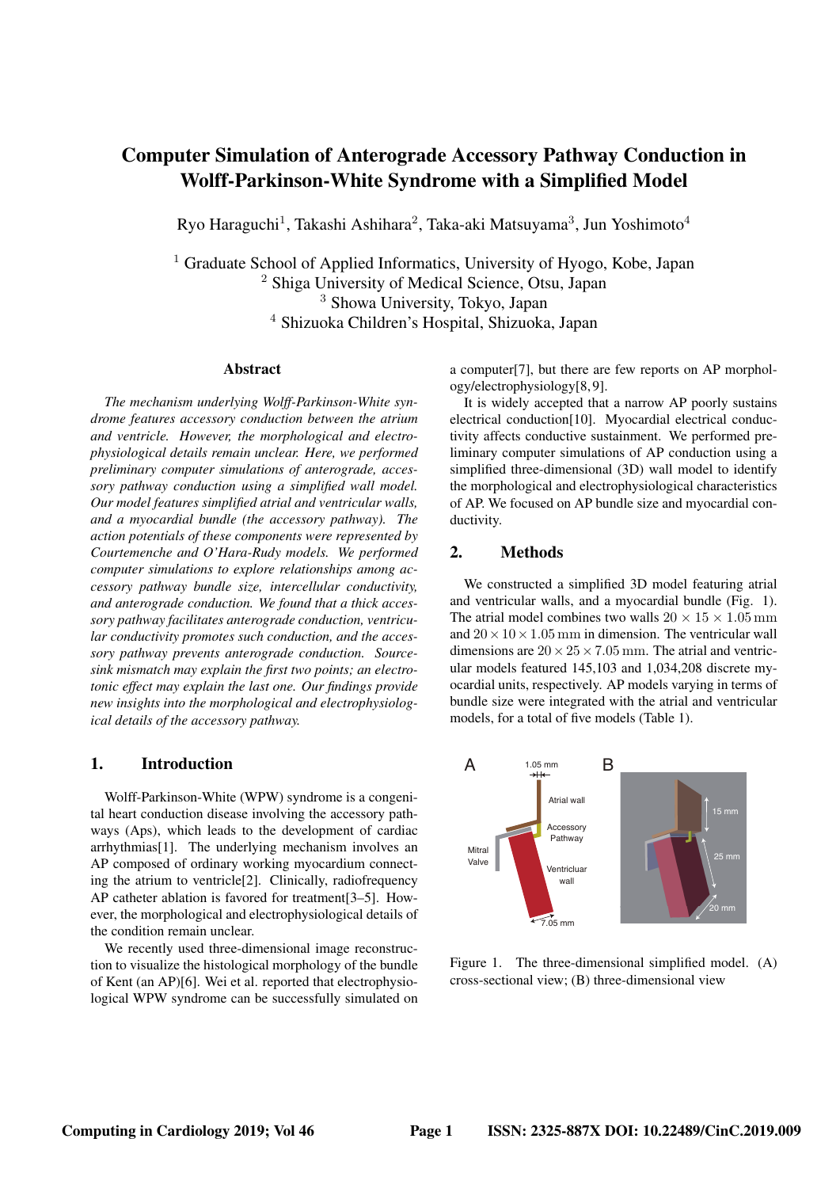# Computer Simulation of Anterograde Accessory Pathway Conduction in Wolff-Parkinson-White Syndrome with a Simplified Model

Ryo Haraguchi[1], Takashi Ashihara[2], Taka-aki Matsuyama[3], Jun Yoshimoto[4]

[1] Graduate School of Applied Informatics, University of Hyogo, Kobe, Japan
[2] Shiga University of Medical Science, Otsu, Japan
[3] Showa University, Tokyo, Japan
[4] Shizuoka Children's Hospital, Shizuoka, Japan

## Abstract

*The mechanism underlying Wolff-Parkinson-White syndrome features accessory conduction between the atrium and ventricle. However, the morphological and electrophysiological details remain unclear. Here, we performed preliminary computer simulations of anterograde, accessory pathway conduction using a simplified wall model. Our model features simplified atrial and ventricular walls, and a myocardial bundle (the accessory pathway). The action potentials of these components were represented by Courtemenche and O'Hara-Rudy models. We performed computer simulations to explore relationships among accessory pathway bundle size, intercellular conductivity, and anterograde conduction. We found that a thick accessory pathway facilitates anterograde conduction, ventricular conductivity promotes such conduction, and the accessory pathway prevents anterograde conduction. Source-sink mismatch may explain the first two points; an electrotonic effect may explain the last one. Our findings provide new insights into the morphological and electrophysiological details of the accessory pathway.*

## 1. Introduction

Wolff-Parkinson-White (WPW) syndrome is a congenital heart conduction disease involving the accessory pathways (Aps), which leads to the development of cardiac arrhythmias[1]. The underlying mechanism involves an AP composed of ordinary working myocardium connecting the atrium to ventricle[2]. Clinically, radiofrequency AP catheter ablation is favored for treatment[3–5]. However, the morphological and electrophysiological details of the condition remain unclear.

We recently used three-dimensional image reconstruction to visualize the histological morphology of the bundle of Kent (an AP)[6]. Wei et al. reported that electrophysiological WPW syndrome can be successfully simulated on a computer[7], but there are few reports on AP morphology/electrophysiology[8, 9].

It is widely accepted that a narrow AP poorly sustains electrical conduction[10]. Myocardial electrical conductivity affects conductive sustainment. We performed preliminary computer simulations of AP conduction using a simplified three-dimensional (3D) wall model to identify the morphological and electrophysiological characteristics of AP. We focused on AP bundle size and myocardial conductivity.

## 2. Methods

We constructed a simplified 3D model featuring atrial and ventricular walls, and a myocardial bundle (Fig. 1). The atrial model combines two walls $20 \times 15 \times 1.05\,\mathrm{mm}$ and $20 \times 10 \times 1.05\,\mathrm{mm}$ in dimension. The ventricular wall dimensions are $20 \times 25 \times 7.05\,\mathrm{mm}$. The atrial and ventricular models featured 145,103 and 1,034,208 discrete myocardial units, respectively. AP models varying in terms of bundle size were integrated with the atrial and ventricular models, for a total of five models (Table 1).

Figure 1. The three-dimensional simplified model. (A) cross-sectional view; (B) three-dimensional view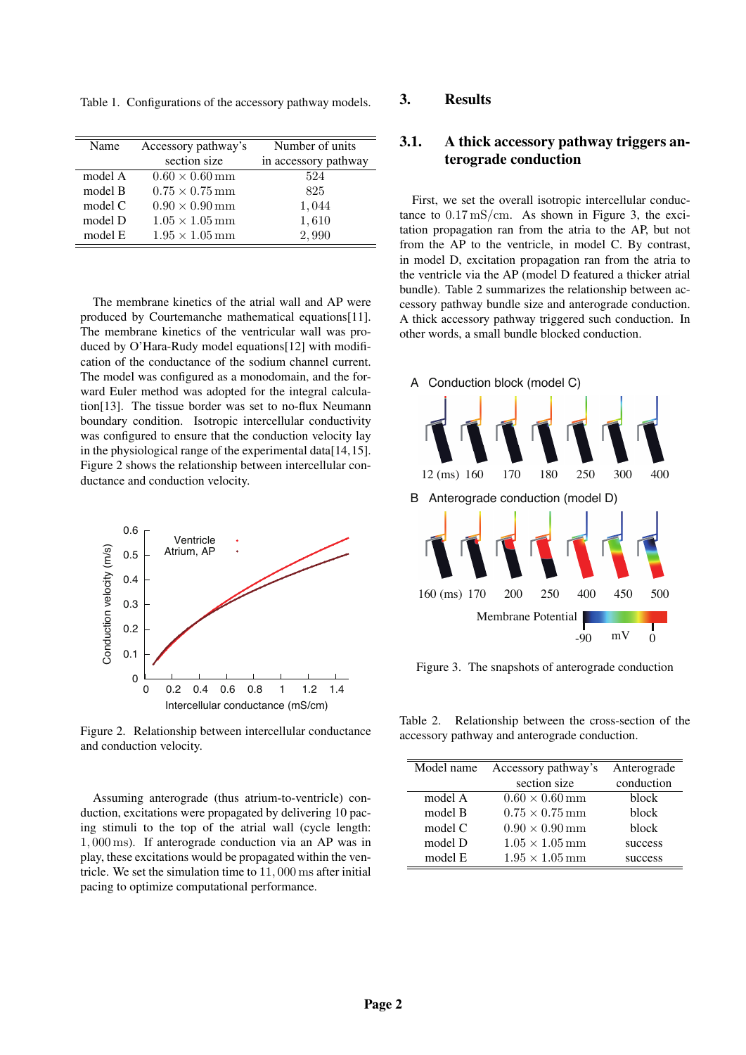Table 1. Configurations of the accessory pathway models.

| Name | Accessory pathway's section size | Number of units in accessory pathway |
|---|---|---|
| model A | $0.60 \times 0.60\,\mathrm{mm}$ | 524 |
| model B | $0.75 \times 0.75\,\mathrm{mm}$ | 825 |
| model C | $0.90 \times 0.90\,\mathrm{mm}$ | 1,044 |
| model D | $1.05 \times 1.05\,\mathrm{mm}$ | 1,610 |
| model E | $1.95 \times 1.05\,\mathrm{mm}$ | 2,990 |

The membrane kinetics of the atrial wall and AP were produced by Courtemanche mathematical equations[11]. The membrane kinetics of the ventricular wall was produced by O'Hara-Rudy model equations[12] with modification of the conductance of the sodium channel current. The model was configured as a monodomain, and the forward Euler method was adopted for the integral calculation[13]. The tissue border was set to no-flux Neumann boundary condition. Isotropic intercellular conductivity was configured to ensure that the conduction velocity lay in the physiological range of the experimental data[14,15]. Figure 2 shows the relationship between intercellular conductance and conduction velocity.

Figure 2. Relationship between intercellular conductance and conduction velocity.

Assuming anterograde (thus atrium-to-ventricle) conduction, excitations were propagated by delivering 10 pacing stimuli to the top of the atrial wall (cycle length: $1,000\,\mathrm{ms}$). If anterograde conduction via an AP was in play, these excitations would be propagated within the ventricle. We set the simulation time to $11,000\,\mathrm{ms}$ after initial pacing to optimize computational performance.

# 3. Results

## 3.1. A thick accessory pathway triggers anterograde conduction

First, we set the overall isotropic intercellular conductance to $0.17\,\mathrm{mS/cm}$. As shown in Figure 3, the excitation propagation ran from the atria to the AP, but not from the AP to the ventricle, in model C. By contrast, in model D, excitation propagation ran from the atria to the ventricle via the AP (model D featured a thicker atrial bundle). Table 2 summarizes the relationship between accessory pathway bundle size and anterograde conduction. A thick accessory pathway triggered such conduction. In other words, a small bundle blocked conduction.

Figure 3. The snapshots of anterograde conduction

Table 2. Relationship between the cross-section of the accessory pathway and anterograde conduction.

| Model name | Accessory pathway's section size | Anterograde conduction |
|---|---|---|
| model A | $0.60 \times 0.60\,\mathrm{mm}$ | block |
| model B | $0.75 \times 0.75\,\mathrm{mm}$ | block |
| model C | $0.90 \times 0.90\,\mathrm{mm}$ | block |
| model D | $1.05 \times 1.05\,\mathrm{mm}$ | success |
| model E | $1.95 \times 1.05\,\mathrm{mm}$ | success |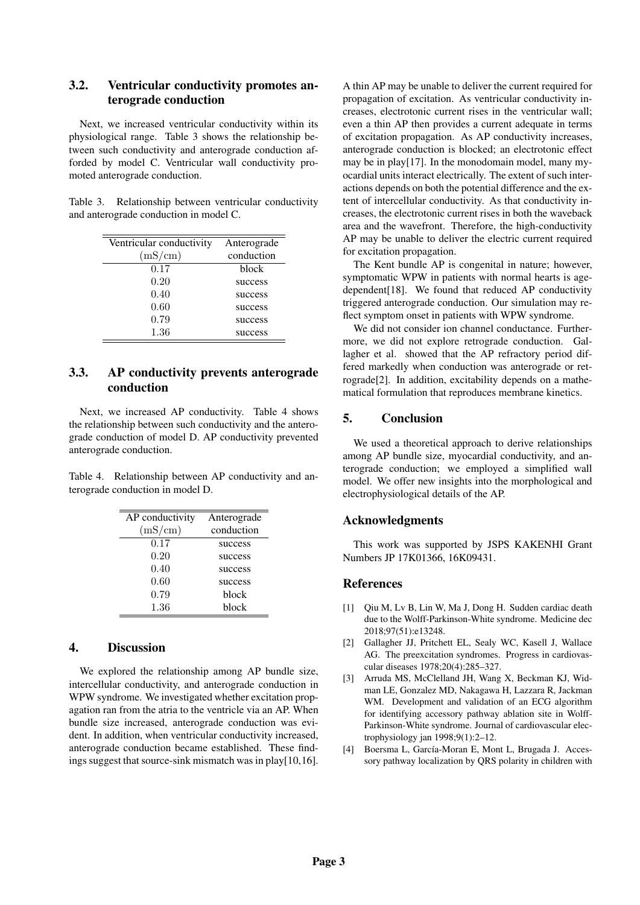## 3.2. Ventricular conductivity promotes anterograde conduction

Next, we increased ventricular conductivity within its physiological range. Table 3 shows the relationship between such conductivity and anterograde conduction afforded by model C. Ventricular wall conductivity promoted anterograde conduction.

Table 3. Relationship between ventricular conductivity and anterograde conduction in model C.

| Ventricular conductivity (mS/cm) | Anterograde conduction |
|---|---|
| 0.17 | block |
| 0.20 | success |
| 0.40 | success |
| 0.60 | success |
| 0.79 | success |
| 1.36 | success |

## 3.3. AP conductivity prevents anterograde conduction

Next, we increased AP conductivity. Table 4 shows the relationship between such conductivity and the anterograde conduction of model D. AP conductivity prevented anterograde conduction.

Table 4. Relationship between AP conductivity and anterograde conduction in model D.

| AP conductivity (mS/cm) | Anterograde conduction |
|---|---|
| 0.17 | success |
| 0.20 | success |
| 0.40 | success |
| 0.60 | success |
| 0.79 | block |
| 1.36 | block |

## 4. Discussion

We explored the relationship among AP bundle size, intercellular conductivity, and anterograde conduction in WPW syndrome. We investigated whether excitation propagation ran from the atria to the ventricle via an AP. When bundle size increased, anterograde conduction was evident. In addition, when ventricular conductivity increased, anterograde conduction became established. These findings suggest that source-sink mismatch was in play[10,16]. A thin AP may be unable to deliver the current required for propagation of excitation. As ventricular conductivity increases, electrotonic current rises in the ventricular wall; even a thin AP then provides a current adequate in terms of excitation propagation. As AP conductivity increases, anterograde conduction is blocked; an electrotonic effect may be in play[17]. In the monodomain model, many myocardial units interact electrically. The extent of such interactions depends on both the potential difference and the extent of intercellular conductivity. As that conductivity increases, the electrotonic current rises in both the waveback area and the wavefront. Therefore, the high-conductivity AP may be unable to deliver the electric current required for excitation propagation.

The Kent bundle AP is congenital in nature; however, symptomatic WPW in patients with normal hearts is age-dependent[18]. We found that reduced AP conductivity triggered anterograde conduction. Our simulation may reflect symptom onset in patients with WPW syndrome.

We did not consider ion channel conductance. Furthermore, we did not explore retrograde conduction. Gallagher et al. showed that the AP refractory period differed markedly when conduction was anterograde or retrograde[2]. In addition, excitability depends on a mathematical formulation that reproduces membrane kinetics.

## 5. Conclusion

We used a theoretical approach to derive relationships among AP bundle size, myocardial conductivity, and anterograde conduction; we employed a simplified wall model. We offer new insights into the morphological and electrophysiological details of the AP.

## Acknowledgments

This work was supported by JSPS KAKENHI Grant Numbers JP 17K01366, 16K09431.

## References

[1] Qiu M, Lv B, Lin W, Ma J, Dong H. Sudden cardiac death due to the Wolff-Parkinson-White syndrome. Medicine dec 2018;97(51):e13248.

[2] Gallagher JJ, Pritchett EL, Sealy WC, Kasell J, Wallace AG. The preexcitation syndromes. Progress in cardiovascular diseases 1978;20(4):285–327.

[3] Arruda MS, McClelland JH, Wang X, Beckman KJ, Widman LE, Gonzalez MD, Nakagawa H, Lazzara R, Jackman WM. Development and validation of an ECG algorithm for identifying accessory pathway ablation site in Wolff-Parkinson-White syndrome. Journal of cardiovascular electrophysiology jan 1998;9(1):2–12.

[4] Boersma L, García-Moran E, Mont L, Brugada J. Accessory pathway localization by QRS polarity in children with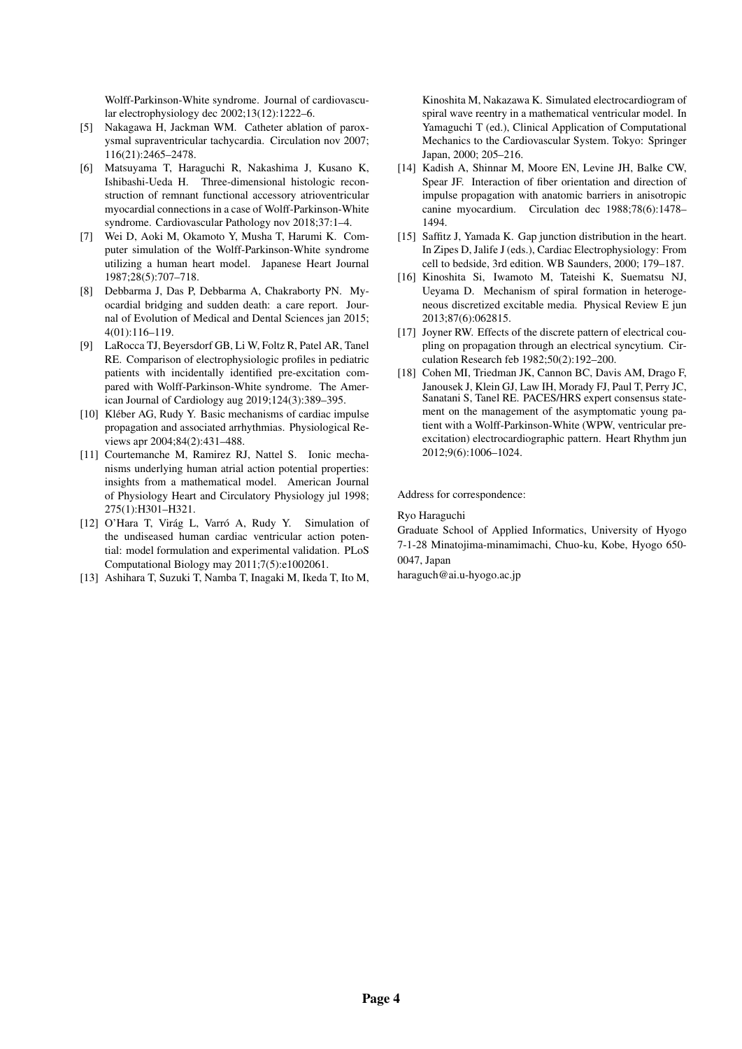Wolff-Parkinson-White syndrome. Journal of cardiovascular electrophysiology dec 2002;13(12):1222–6.

[5] Nakagawa H, Jackman WM. Catheter ablation of paroxysmal supraventricular tachycardia. Circulation nov 2007; 116(21):2465–2478.

[6] Matsuyama T, Haraguchi R, Nakashima J, Kusano K, Ishibashi-Ueda H. Three-dimensional histologic reconstruction of remnant functional accessory atrioventricular myocardial connections in a case of Wolff-Parkinson-White syndrome. Cardiovascular Pathology nov 2018;37:1–4.

[7] Wei D, Aoki M, Okamoto Y, Musha T, Harumi K. Computer simulation of the Wolff-Parkinson-White syndrome utilizing a human heart model. Japanese Heart Journal 1987;28(5):707–718.

[8] Debbarma J, Das P, Debbarma A, Chakraborty PN. Myocardial bridging and sudden death: a care report. Journal of Evolution of Medical and Dental Sciences jan 2015; 4(01):116–119.

[9] LaRocca TJ, Beyersdorf GB, Li W, Foltz R, Patel AR, Tanel RE. Comparison of electrophysiologic profiles in pediatric patients with incidentally identified pre-excitation compared with Wolff-Parkinson-White syndrome. The American Journal of Cardiology aug 2019;124(3):389–395.

[10] Kléber AG, Rudy Y. Basic mechanisms of cardiac impulse propagation and associated arrhythmias. Physiological Reviews apr 2004;84(2):431–488.

[11] Courtemanche M, Ramirez RJ, Nattel S. Ionic mechanisms underlying human atrial action potential properties: insights from a mathematical model. American Journal of Physiology Heart and Circulatory Physiology jul 1998; 275(1):H301–H321.

[12] O'Hara T, Virág L, Varró A, Rudy Y. Simulation of the undiseased human cardiac ventricular action potential: model formulation and experimental validation. PLoS Computational Biology may 2011;7(5):e1002061.

[13] Ashihara T, Suzuki T, Namba T, Inagaki M, Ikeda T, Ito M, Kinoshita M, Nakazawa K. Simulated electrocardiogram of spiral wave reentry in a mathematical ventricular model. In Yamaguchi T (ed.), Clinical Application of Computational Mechanics to the Cardiovascular System. Tokyo: Springer Japan, 2000; 205–216.

[14] Kadish A, Shinnar M, Moore EN, Levine JH, Balke CW, Spear JF. Interaction of fiber orientation and direction of impulse propagation with anatomic barriers in anisotropic canine myocardium. Circulation dec 1988;78(6):1478–1494.

[15] Saffitz J, Yamada K. Gap junction distribution in the heart. In Zipes D, Jalife J (eds.), Cardiac Electrophysiology: From cell to bedside, 3rd edition. WB Saunders, 2000; 179–187.

[16] Kinoshita Si, Iwamoto M, Tateishi K, Suematsu NJ, Ueyama D. Mechanism of spiral formation in heterogeneous discretized excitable media. Physical Review E jun 2013;87(6):062815.

[17] Joyner RW. Effects of the discrete pattern of electrical coupling on propagation through an electrical syncytium. Circulation Research feb 1982;50(2):192–200.

[18] Cohen MI, Triedman JK, Cannon BC, Davis AM, Drago F, Janousek J, Klein GJ, Law IH, Morady FJ, Paul T, Perry JC, Sanatani S, Tanel RE. PACES/HRS expert consensus statement on the management of the asymptomatic young patient with a Wolff-Parkinson-White (WPW, ventricular preexcitation) electrocardiographic pattern. Heart Rhythm jun 2012;9(6):1006–1024.

Address for correspondence:

Ryo Haraguchi

Graduate School of Applied Informatics, University of Hyogo

7-1-28 Minatojima-minamimachi, Chuo-ku, Kobe, Hyogo 650-0047, Japan

haraguch@ai.u-hyogo.ac.jp